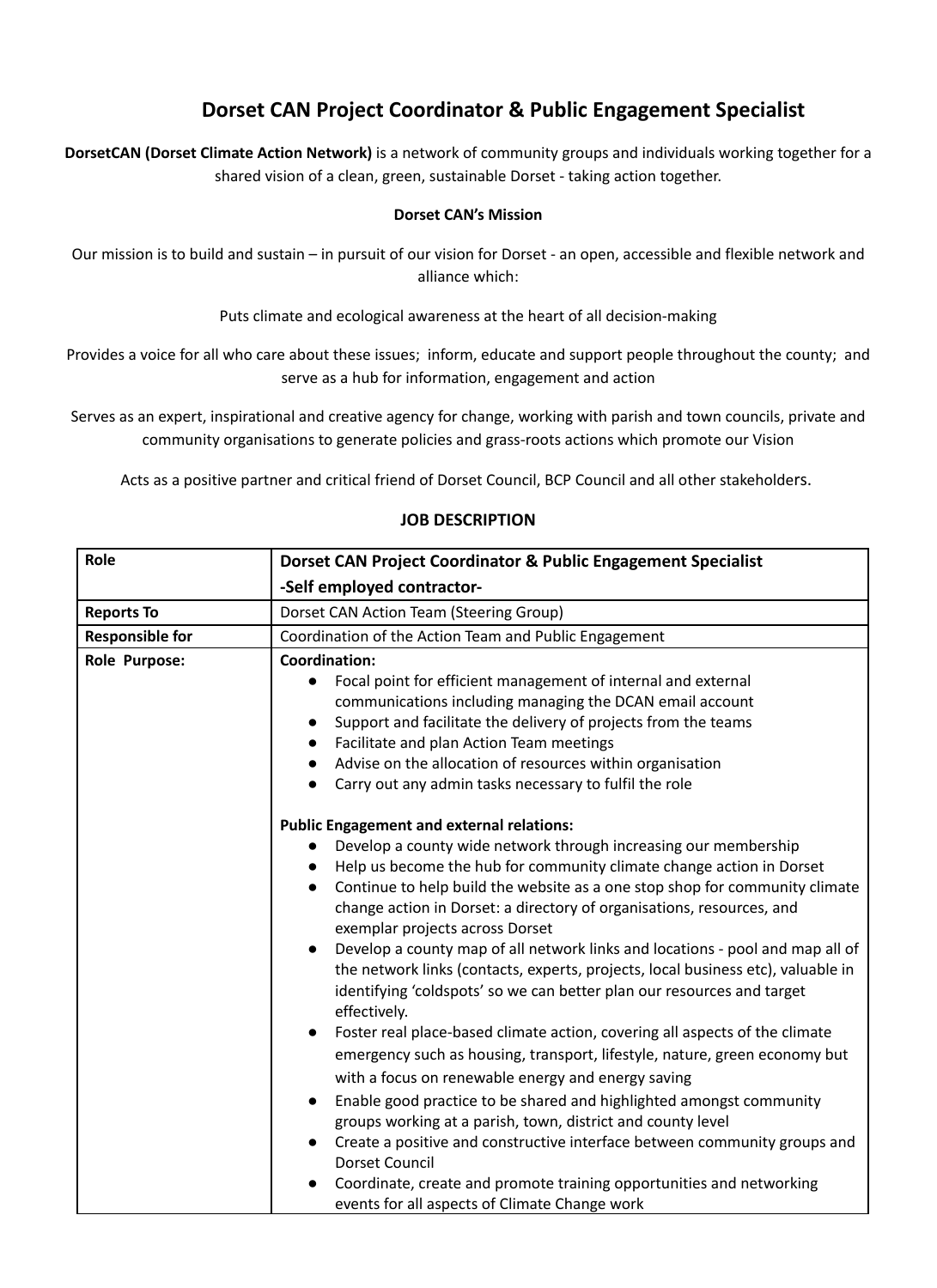# Dorset CAN Project Coordinator & Public Engagement Specialist

**DorsetCAN (Dorset Climate Action Network)** is a network of community groups and individuals working together for a shared vision of a clean, green, sustainable Dorset - taking action together.

**Dorset CAN's Mission**

Our mission is to build and sustain – in pursuit of our vision for Dorset - an open, accessible and flexible network and alliance which:

Puts climate and ecological awareness at the heart of all decision-making

Provides a voice for all who care about these issues; inform, educate and support people throughout the county; and serve as a hub for information, engagement and action

Serves as an expert, inspirational and creative agency for change, working with parish and town councils, private and community organisations to generate policies and grass-roots actions which promote our Vision

Acts as a positive partner and critical friend of Dorset Council, BCP Council and all other stakeholders.

## JOB DESCRIPTION

| Role | **Dorset CAN Project Coordinator & Public Engagement Specialist**<br>**-Self employed contractor-** |
|---|---|
| **Reports To** | Dorset CAN Action Team (Steering Group) |
| **Responsible for** | Coordination of the Action Team and Public Engagement |
| **Role Purpose:** | **Coordination:**<br>● Focal point for efficient management of internal and external communications including managing the DCAN email account<br>● Support and facilitate the delivery of projects from the teams<br>● Facilitate and plan Action Team meetings<br>● Advise on the allocation of resources within organisation<br>● Carry out any admin tasks necessary to fulfil the role<br><br>**Public Engagement and external relations:**<br>● Develop a county wide network through increasing our membership<br>● Help us become the hub for community climate change action in Dorset<br>● Continue to help build the website as a one stop shop for community climate change action in Dorset: a directory of organisations, resources, and exemplar projects across Dorset<br>● Develop a county map of all network links and locations - pool and map all of the network links (contacts, experts, projects, local business etc), valuable in identifying 'coldspots' so we can better plan our resources and target effectively.<br>● Foster real place-based climate action, covering all aspects of the climate emergency such as housing, transport, lifestyle, nature, green economy but with a focus on renewable energy and energy saving<br>● Enable good practice to be shared and highlighted amongst community groups working at a parish, town, district and county level<br>● Create a positive and constructive interface between community groups and Dorset Council<br>● Coordinate, create and promote training opportunities and networking events for all aspects of Climate Change work |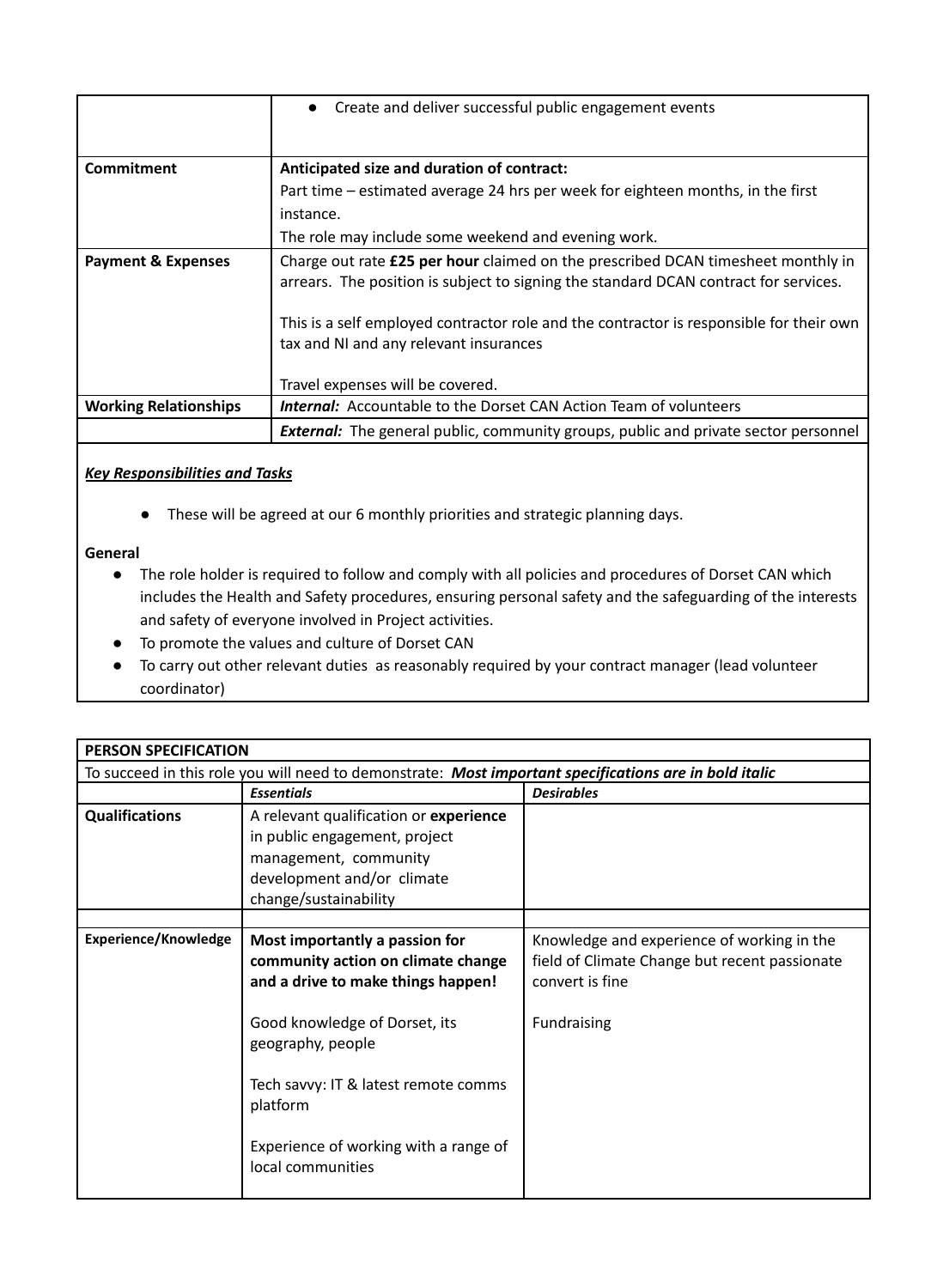| | |
|---|---|
| | • Create and deliver successful public engagement events |
| **Commitment** | **Anticipated size and duration of contract:**<br>Part time – estimated average 24 hrs per week for eighteen months, in the first instance.<br>The role may include some weekend and evening work. |
| **Payment & Expenses** | Charge out rate **£25 per hour** claimed on the prescribed DCAN timesheet monthly in arrears. The position is subject to signing the standard DCAN contract for services.<br><br>This is a self employed contractor role and the contractor is responsible for their own tax and NI and any relevant insurances<br><br>Travel expenses will be covered. |
| **Working Relationships** | ***Internal:*** Accountable to the Dorset CAN Action Team of volunteers |
| | ***External:*** The general public, community groups, public and private sector personnel |

***Key Responsibilities and Tasks***

- These will be agreed at our 6 monthly priorities and strategic planning days.

**General**

- The role holder is required to follow and comply with all policies and procedures of Dorset CAN which includes the Health and Safety procedures, ensuring personal safety and the safeguarding of the interests and safety of everyone involved in Project activities.
- To promote the values and culture of Dorset CAN
- To carry out other relevant duties as reasonably required by your contract manager (lead volunteer coordinator)

| **PERSON SPECIFICATION** | | |
|---|---|---|
| To succeed in this role you will need to demonstrate: ***Most important specifications are in bold italic*** | | |
| | ***Essentials*** | ***Desirables*** |
| **Qualifications** | A relevant qualification or **experience** in public engagement, project management, community development and/or climate change/sustainability | |
| | | |
| **Experience/Knowledge** | **Most importantly a passion for community action on climate change and a drive to make things happen!**<br><br>Good knowledge of Dorset, its geography, people<br><br>Tech savvy: IT & latest remote comms platform<br><br>Experience of working with a range of local communities | Knowledge and experience of working in the field of Climate Change but recent passionate convert is fine<br><br>Fundraising |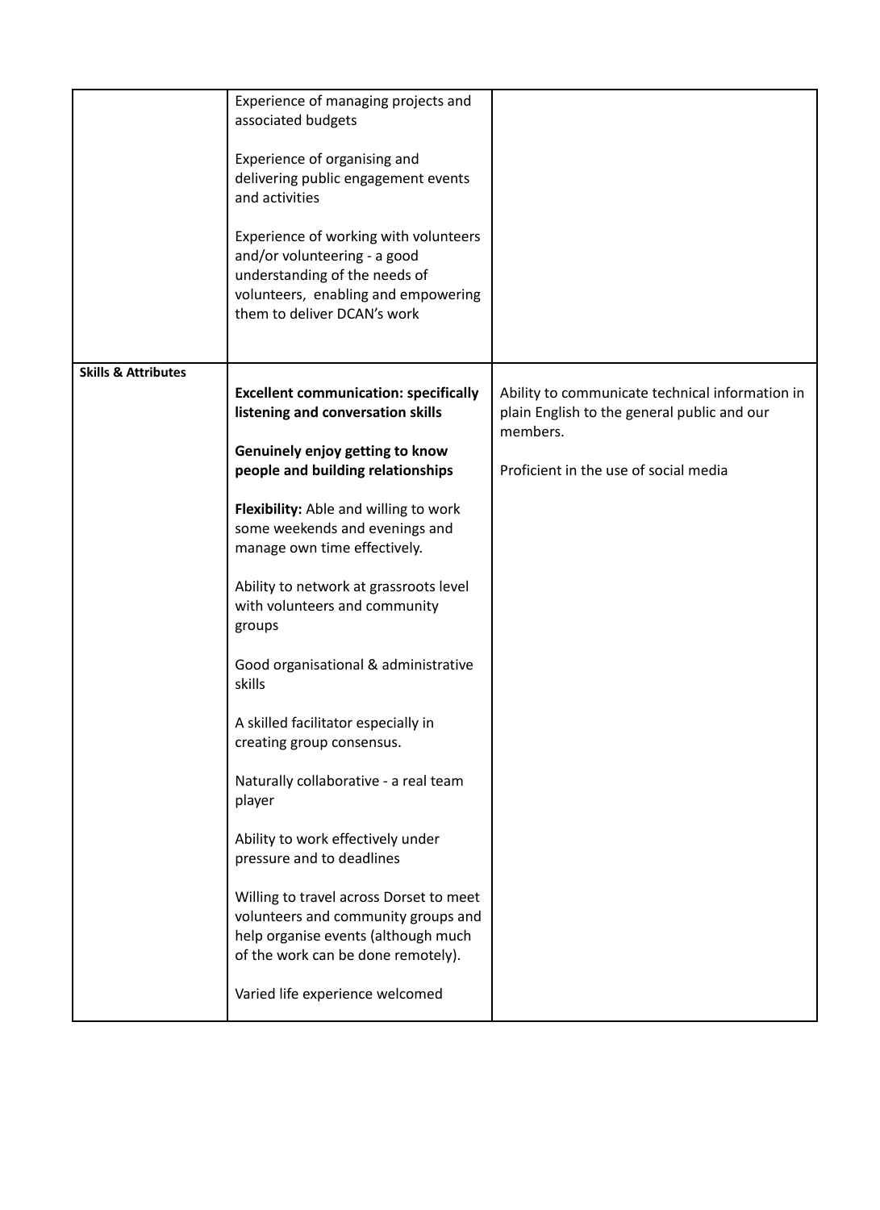| | | |
|---|---|---|
| | Experience of managing projects and associated budgets<br><br>Experience of organising and delivering public engagement events and activities<br><br>Experience of working with volunteers and/or volunteering - a good understanding of the needs of volunteers, enabling and empowering them to deliver DCAN's work | |
| **Skills & Attributes** | **Excellent communication: specifically listening and conversation skills**<br><br>**Genuinely enjoy getting to know people and building relationships**<br><br>**Flexibility:** Able and willing to work some weekends and evenings and manage own time effectively.<br><br>Ability to network at grassroots level with volunteers and community groups<br><br>Good organisational & administrative skills<br><br>A skilled facilitator especially in creating group consensus.<br><br>Naturally collaborative - a real team player<br><br>Ability to work effectively under pressure and to deadlines<br><br>Willing to travel across Dorset to meet volunteers and community groups and help organise events (although much of the work can be done remotely).<br><br>Varied life experience welcomed | Ability to communicate technical information in plain English to the general public and our members.<br><br>Proficient in the use of social media |